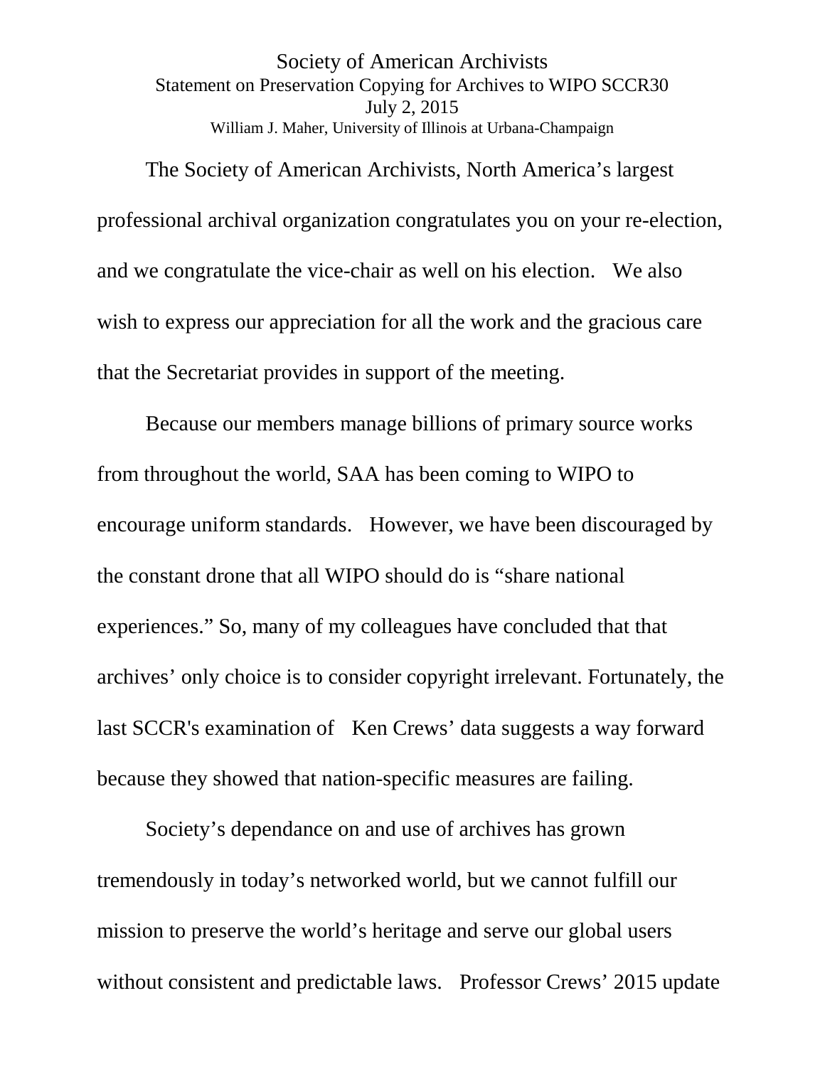# Society of American Archivists

Statement on Preservation Copying for Archives to WIPO SCCR30

July 2, 2015

William J. Maher, University of Illinois at Urbana-Champaign

The Society of American Archivists, North America's largest professional archival organization congratulates you on your re-election, and we congratulate the vice-chair as well on his election. We also wish to express our appreciation for all the work and the gracious care that the Secretariat provides in support of the meeting.

Because our members manage billions of primary source works from throughout the world, SAA has been coming to WIPO to encourage uniform standards. However, we have been discouraged by the constant drone that all WIPO should do is "share national experiences." So, many of my colleagues have concluded that that archives' only choice is to consider copyright irrelevant. Fortunately, the last SCCR's examination of Ken Crews' data suggests a way forward because they showed that nation-specific measures are failing.

Society's dependance on and use of archives has grown tremendously in today's networked world, but we cannot fulfill our mission to preserve the world's heritage and serve our global users without consistent and predictable laws. Professor Crews' 2015 update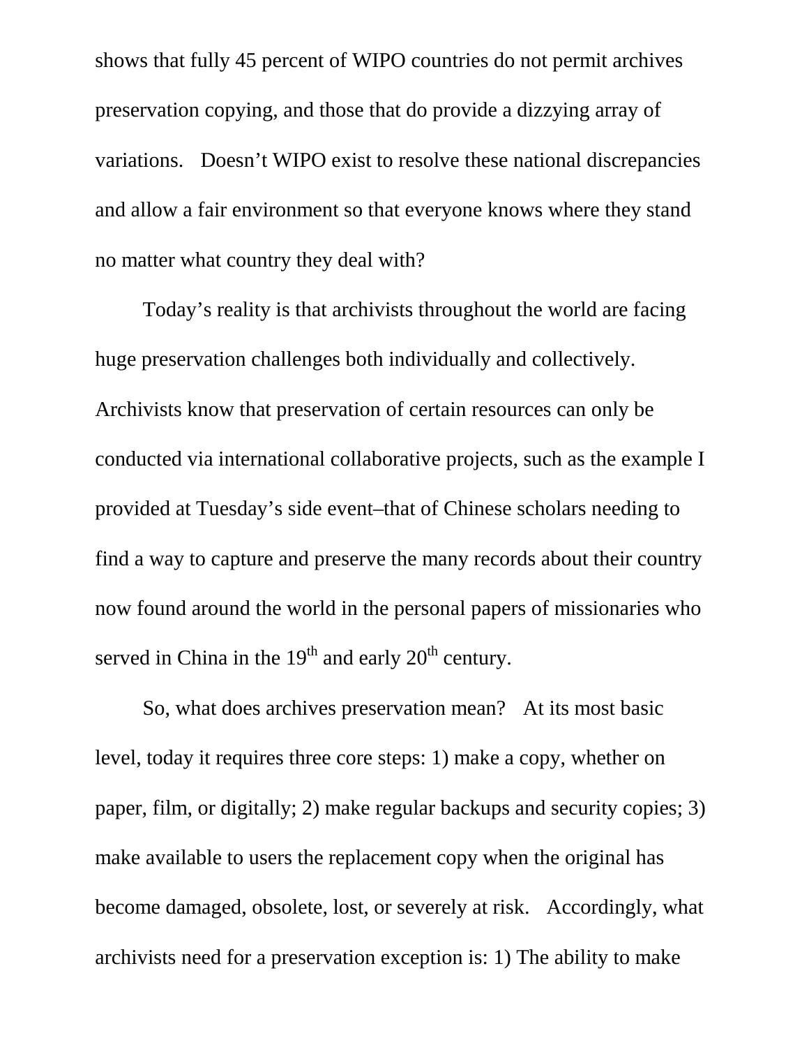shows that fully 45 percent of WIPO countries do not permit archives preservation copying, and those that do provide a dizzying array of variations. Doesn't WIPO exist to resolve these national discrepancies and allow a fair environment so that everyone knows where they stand no matter what country they deal with?

Today's reality is that archivists throughout the world are facing huge preservation challenges both individually and collectively. Archivists know that preservation of certain resources can only be conducted via international collaborative projects, such as the example I provided at Tuesday's side event–that of Chinese scholars needing to find a way to capture and preserve the many records about their country now found around the world in the personal papers of missionaries who served in China in the 19th and early 20th century.

So, what does archives preservation mean? At its most basic level, today it requires three core steps: 1) make a copy, whether on paper, film, or digitally; 2) make regular backups and security copies; 3) make available to users the replacement copy when the original has become damaged, obsolete, lost, or severely at risk. Accordingly, what archivists need for a preservation exception is: 1) The ability to make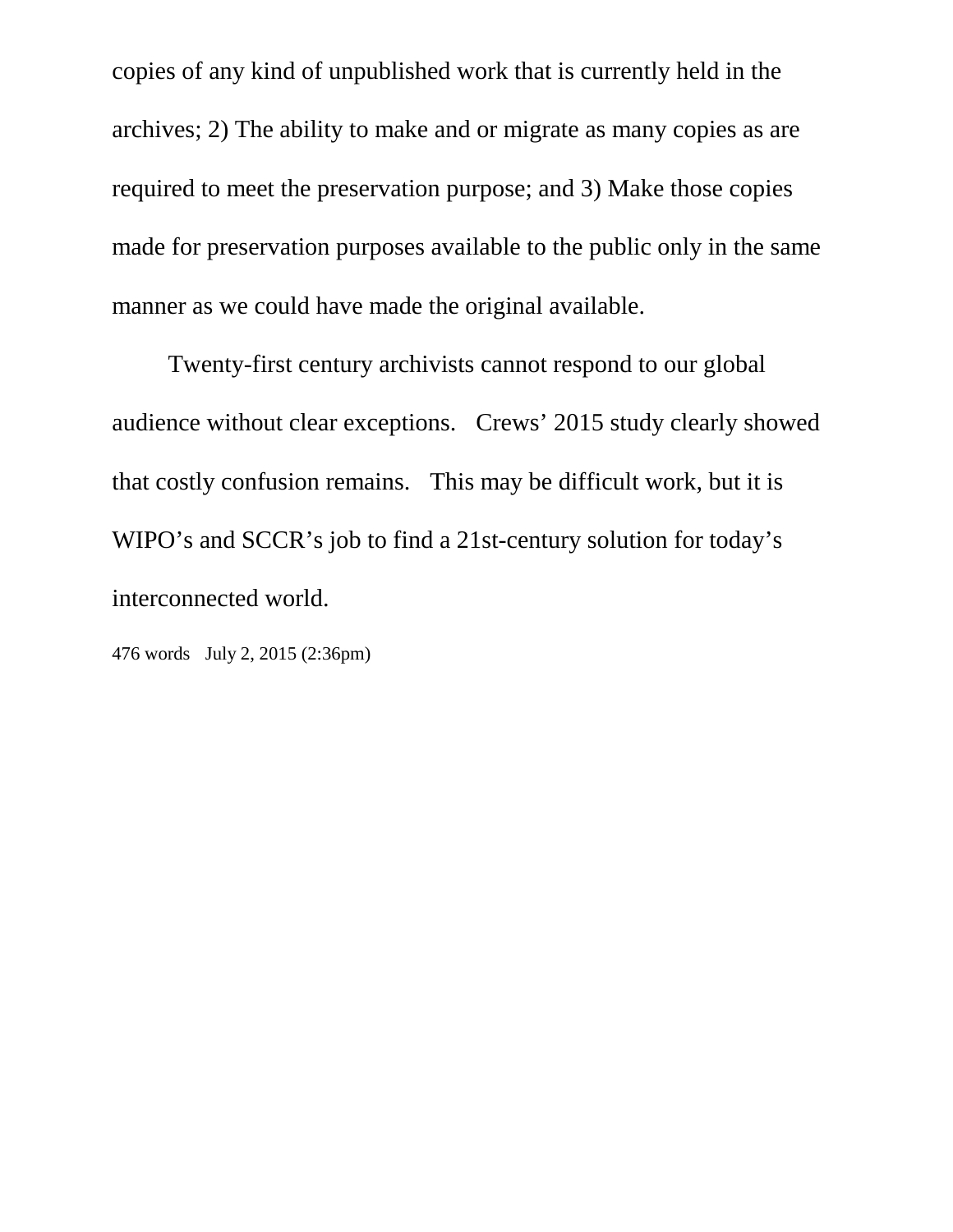copies of any kind of unpublished work that is currently held in the archives; 2) The ability to make and or migrate as many copies as are required to meet the preservation purpose; and 3) Make those copies made for preservation purposes available to the public only in the same manner as we could have made the original available.

Twenty-first century archivists cannot respond to our global audience without clear exceptions. Crews' 2015 study clearly showed that costly confusion remains. This may be difficult work, but it is WIPO's and SCCR's job to find a 21st-century solution for today's interconnected world.

476 words July 2, 2015 (2:36pm)